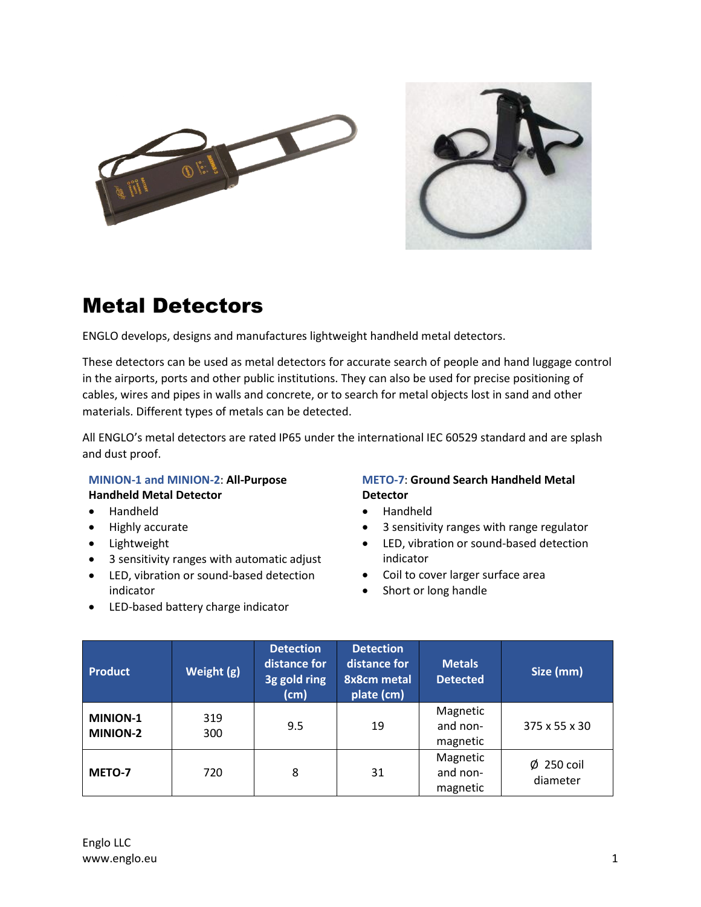# Metal Detectors

ENGLO develops, designs and manufactures lightweight handheld metal detectors.

These detectors can be used as metal detectors for accurate search of people and hand luggage control in the airports, ports and other public institutions. They can also be used for precise positioning of cables, wires and pipes in walls and concrete, or to search for metal objects lost in sand and other materials. Different types of metals can be detected.

All ENGLO's metal detectors are rated IP65 under the international IEC 60529 standard and are splash and dust proof.

**MINION-1 and MINION-2**: **All-Purpose Handheld Metal Detector**

- Handheld
- Highly accurate
- Lightweight
- 3 sensitivity ranges with automatic adjust
- LED, vibration or sound-based detection indicator
- LED-based battery charge indicator

**METO-7**: **Ground Search Handheld Metal Detector**

- Handheld
- 3 sensitivity ranges with range regulator
- LED, vibration or sound-based detection indicator
- Coil to cover larger surface area
- Short or long handle

| Product | Weight (g) | Detection distance for 3g gold ring (cm) | Detection distance for 8x8cm metal plate (cm) | Metals Detected | Size (mm) |
|---|---|---|---|---|---|
| **MINION-1** **MINION-2** | 319 300 | 9.5 | 19 | Magnetic and non-magnetic | 375 x 55 x 30 |
| **METO-7** | 720 | 8 | 31 | Magnetic and non-magnetic | Ø 250 coil diameter |

Englo LLC
www.englo.eu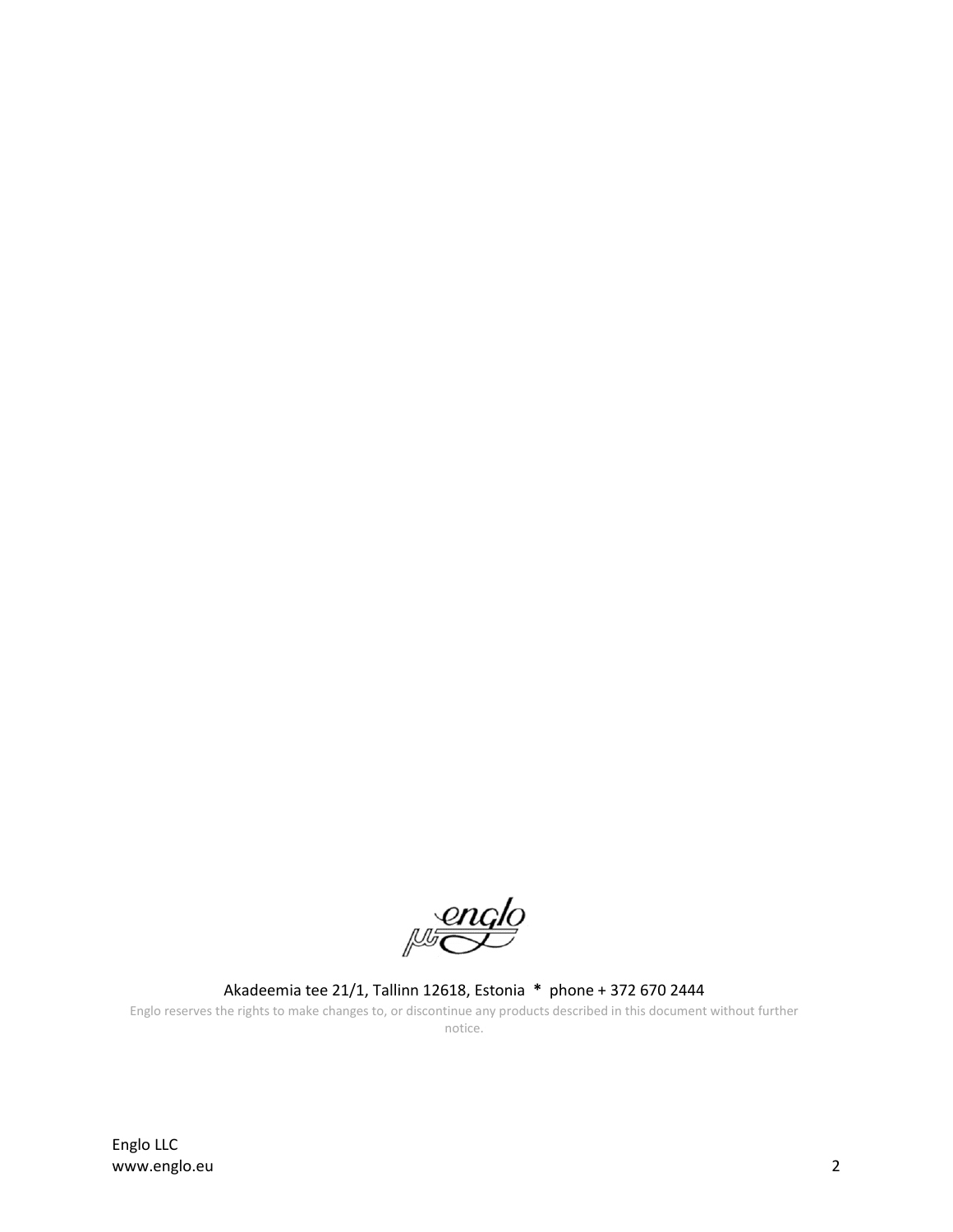Akadeemia tee 21/1, Tallinn 12618, Estonia * phone + 372 670 2444

Englo reserves the rights to make changes to, or discontinue any products described in this document without further notice.

Englo LLC
www.englo.eu